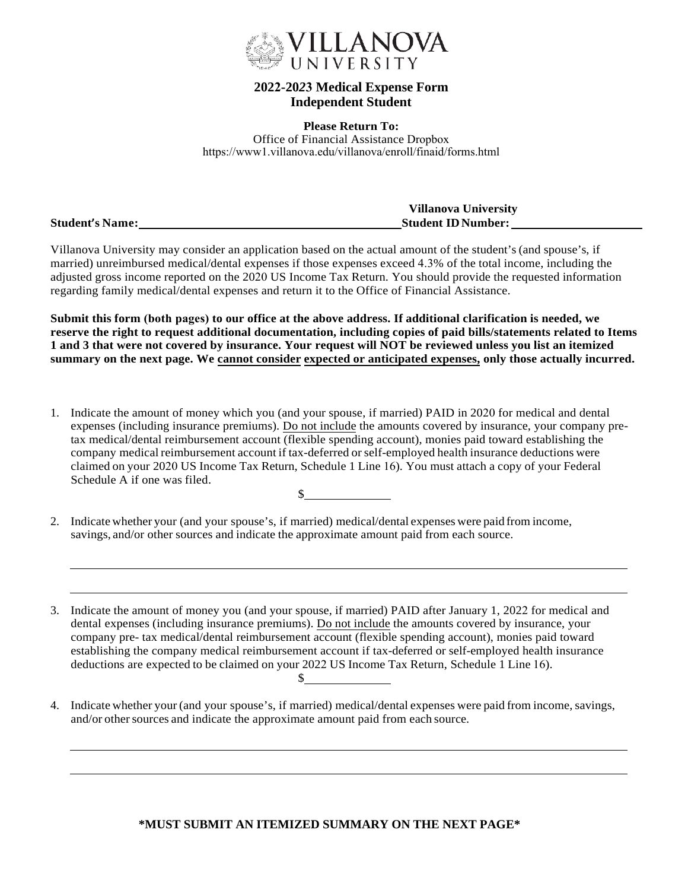# VILLANOVA UNIVERSITY

## 2022-2023 Medical Expense Form
## Independent Student

**Please Return To:**
Office of Financial Assistance Dropbox
https://www1.villanova.edu/villanova/enroll/finaid/forms.html

**Student's Name:** ______________________________ **Villanova University Student ID Number:** ____________________

Villanova University may consider an application based on the actual amount of the student's (and spouse's, if married) unreimbursed medical/dental expenses if those expenses exceed 4.3% of the total income, including the adjusted gross income reported on the 2020 US Income Tax Return. You should provide the requested information regarding family medical/dental expenses and return it to the Office of Financial Assistance.

**Submit this form (both pages) to our office at the above address. If additional clarification is needed, we reserve the right to request additional documentation, including copies of paid bills/statements related to Items 1 and 3 that were not covered by insurance. Your request will NOT be reviewed unless you list an itemized summary on the next page. We <u>cannot consider</u> <u>expected or anticipated expenses,</u> only those actually incurred.**

1. Indicate the amount of money which you (and your spouse, if married) PAID in 2020 for medical and dental expenses (including insurance premiums). <u>Do not include</u> the amounts covered by insurance, your company pre-tax medical/dental reimbursement account (flexible spending account), monies paid toward establishing the company medical reimbursement account if tax-deferred or self-employed health insurance deductions were claimed on your 2020 US Income Tax Return, Schedule 1 Line 16). You must attach a copy of your Federal Schedule A if one was filed.

   $____________

2. Indicate whether your (and your spouse's, if married) medical/dental expenses were paid from income, savings, and/or other sources and indicate the approximate amount paid from each source.

   ______________________________________________________________________________

   ______________________________________________________________________________

3. Indicate the amount of money you (and your spouse, if married) PAID after January 1, 2022 for medical and dental expenses (including insurance premiums). <u>Do not include</u> the amounts covered by insurance, your company pre- tax medical/dental reimbursement account (flexible spending account), monies paid toward establishing the company medical reimbursement account if tax-deferred or self-employed health insurance deductions are expected to be claimed on your 2022 US Income Tax Return, Schedule 1 Line 16).

   $____________

4. Indicate whether your (and your spouse's, if married) medical/dental expenses were paid from income, savings, and/or other sources and indicate the approximate amount paid from each source.

   ______________________________________________________________________________

   ______________________________________________________________________________

**\*MUST SUBMIT AN ITEMIZED SUMMARY ON THE NEXT PAGE\***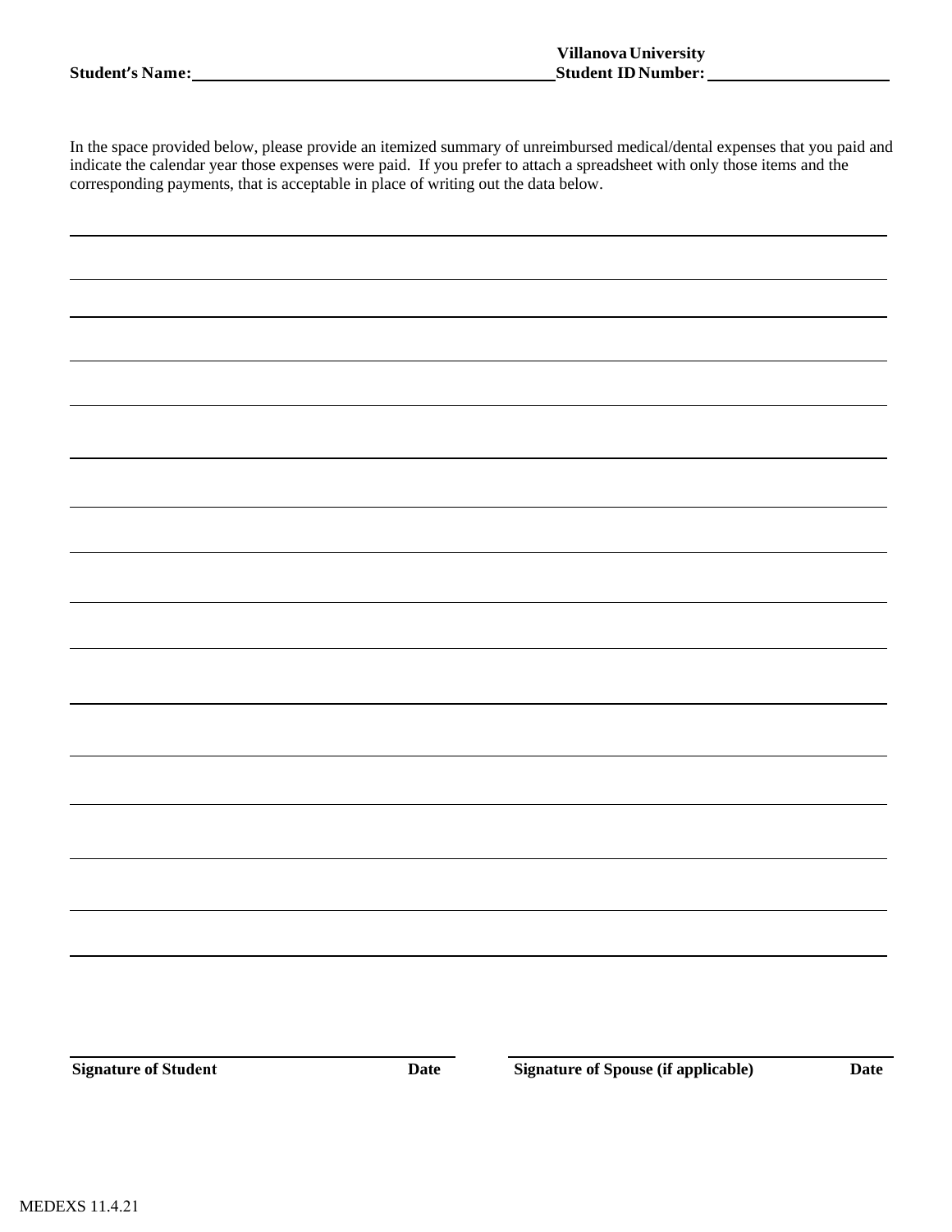**Student's Name:** ______________________________ **Villanova University Student ID Number:** ____________________

In the space provided below, please provide an itemized summary of unreimbursed medical/dental expenses that you paid and indicate the calendar year those expenses were paid. If you prefer to attach a spreadsheet with only those items and the corresponding payments, that is acceptable in place of writing out the data below.

_______________________________________________________________________________

_______________________________________________________________________________

_______________________________________________________________________________

_______________________________________________________________________________

_______________________________________________________________________________

_______________________________________________________________________________

_______________________________________________________________________________

_______________________________________________________________________________

_______________________________________________________________________________

_______________________________________________________________________________

_______________________________________________________________________________

_______________________________________________________________________________

_______________________________________________________________________________

_______________________________________________________________________________

_______________________________________________________________________________

_______________________________________________________________________________

_______________________________________________________________________________

| | | | |
|---|---|---|---|
| **Signature of Student** | **Date** | **Signature of Spouse (if applicable)** | **Date** |

MEDEXS 11.4.21